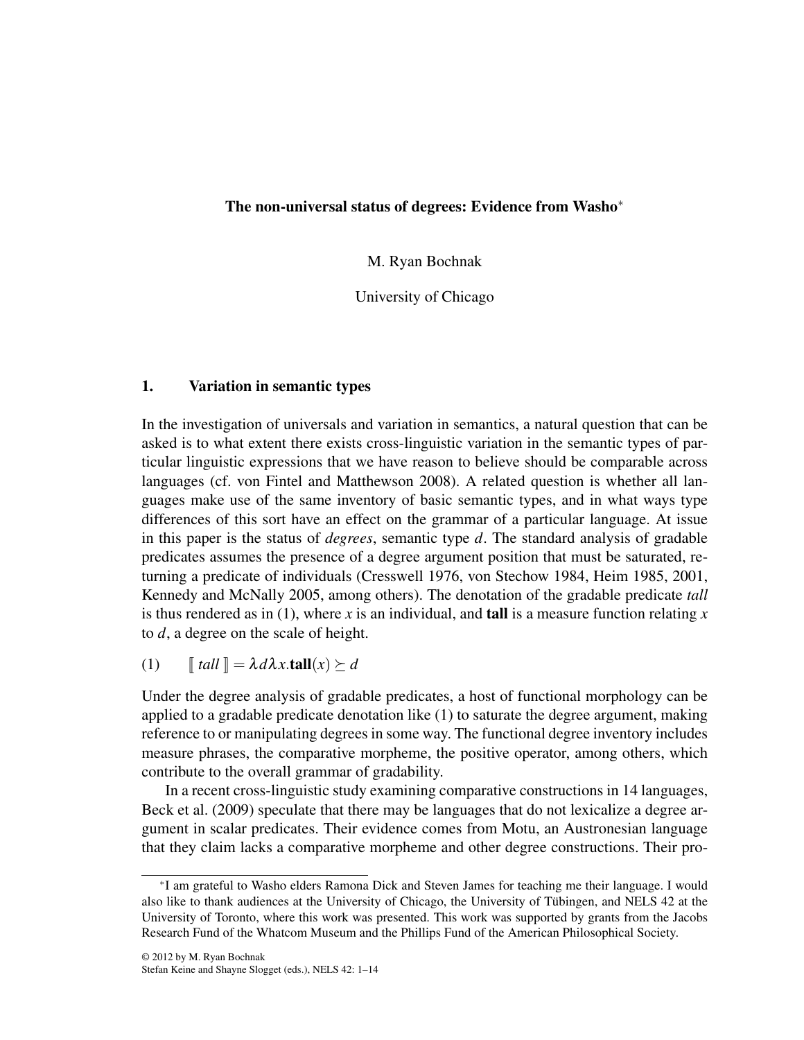# The non-universal status of degrees: Evidence from Washo*

M. Ryan Bochnak

University of Chicago

## 1. Variation in semantic types

In the investigation of universals and variation in semantics, a natural question that can be asked is to what extent there exists cross-linguistic variation in the semantic types of particular linguistic expressions that we have reason to believe should be comparable across languages (cf. von Fintel and Matthewson 2008). A related question is whether all languages make use of the same inventory of basic semantic types, and in what ways type differences of this sort have an effect on the grammar of a particular language. At issue in this paper is the status of *degrees*, semantic type $d$. The standard analysis of gradable predicates assumes the presence of a degree argument position that must be saturated, returning a predicate of individuals (Cresswell 1976, von Stechow 1984, Heim 1985, 2001, Kennedy and McNally 2005, among others). The denotation of the gradable predicate *tall* is thus rendered as in (1), where $x$ is an individual, and **tall** is a measure function relating $x$ to $d$, a degree on the scale of height.

(1) $[\![\ tall\ ]\!] = \lambda d \lambda x.\mathbf{tall}(x) \succeq d$

Under the degree analysis of gradable predicates, a host of functional morphology can be applied to a gradable predicate denotation like (1) to saturate the degree argument, making reference to or manipulating degrees in some way. The functional degree inventory includes measure phrases, the comparative morpheme, the positive operator, among others, which contribute to the overall grammar of gradability.

In a recent cross-linguistic study examining comparative constructions in 14 languages, Beck et al. (2009) speculate that there may be languages that do not lexicalize a degree argument in scalar predicates. Their evidence comes from Motu, an Austronesian language that they claim lacks a comparative morpheme and other degree constructions. Their pro-

*I am grateful to Washo elders Ramona Dick and Steven James for teaching me their language. I would also like to thank audiences at the University of Chicago, the University of Tübingen, and NELS 42 at the University of Toronto, where this work was presented. This work was supported by grants from the Jacobs Research Fund of the Whatcom Museum and the Phillips Fund of the American Philosophical Society.

© 2012 by M. Ryan Bochnak
Stefan Keine and Shayne Slogget (eds.), NELS 42: 1–14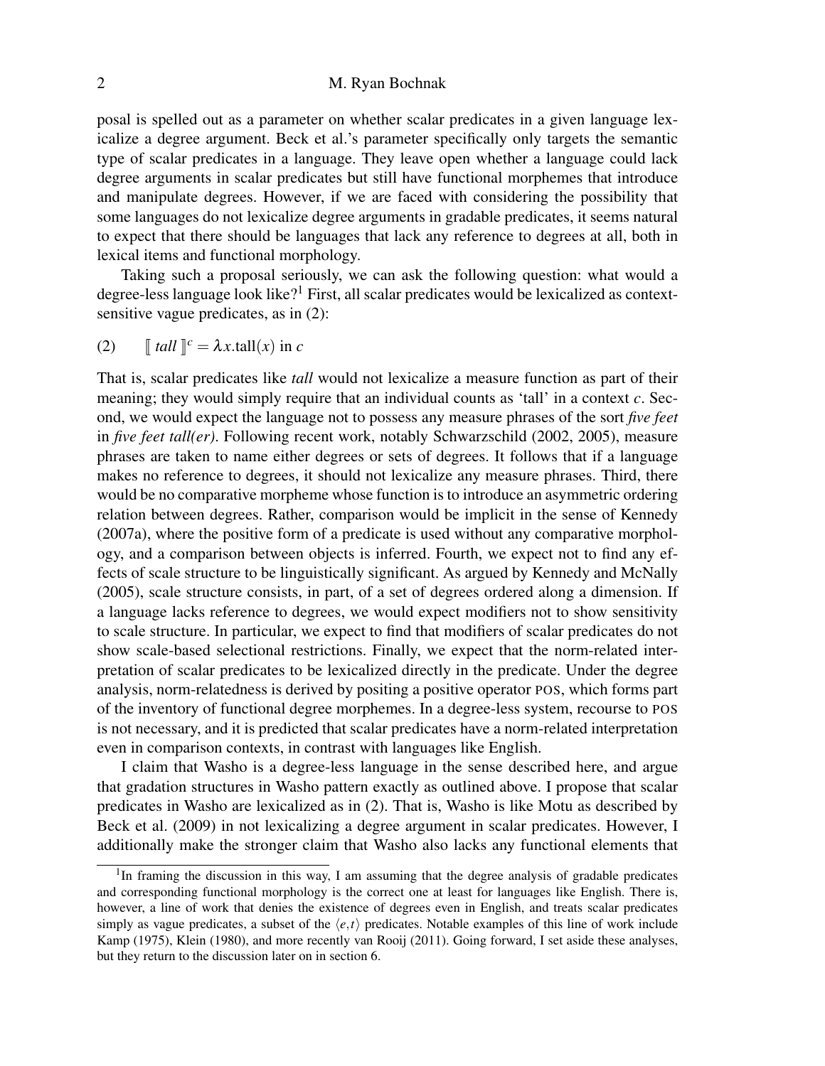posal is spelled out as a parameter on whether scalar predicates in a given language lexicalize a degree argument. Beck et al.'s parameter specifically only targets the semantic type of scalar predicates in a language. They leave open whether a language could lack degree arguments in scalar predicates but still have functional morphemes that introduce and manipulate degrees. However, if we are faced with considering the possibility that some languages do not lexicalize degree arguments in gradable predicates, it seems natural to expect that there should be languages that lack any reference to degrees at all, both in lexical items and functional morphology.

Taking such a proposal seriously, we can ask the following question: what would a degree-less language look like?[1] First, all scalar predicates would be lexicalized as context-sensitive vague predicates, as in (2):

(2) $[\![ \textit{tall} ]\!]^c = \lambda x.\text{tall}(x) \text{ in } c$

That is, scalar predicates like *tall* would not lexicalize a measure function as part of their meaning; they would simply require that an individual counts as 'tall' in a context $c$. Second, we would expect the language not to possess any measure phrases of the sort *five feet* in *five feet tall(er)*. Following recent work, notably Schwarzschild (2002, 2005), measure phrases are taken to name either degrees or sets of degrees. It follows that if a language makes no reference to degrees, it should not lexicalize any measure phrases. Third, there would be no comparative morpheme whose function is to introduce an asymmetric ordering relation between degrees. Rather, comparison would be implicit in the sense of Kennedy (2007a), where the positive form of a predicate is used without any comparative morphology, and a comparison between objects is inferred. Fourth, we expect not to find any effects of scale structure to be linguistically significant. As argued by Kennedy and McNally (2005), scale structure consists, in part, of a set of degrees ordered along a dimension. If a language lacks reference to degrees, we would expect modifiers not to show sensitivity to scale structure. In particular, we expect to find that modifiers of scalar predicates do not show scale-based selectional restrictions. Finally, we expect that the norm-related interpretation of scalar predicates to be lexicalized directly in the predicate. Under the degree analysis, norm-relatedness is derived by positing a positive operator POS, which forms part of the inventory of functional degree morphemes. In a degree-less system, recourse to POS is not necessary, and it is predicted that scalar predicates have a norm-related interpretation even in comparison contexts, in contrast with languages like English.

I claim that Washo is a degree-less language in the sense described here, and argue that gradation structures in Washo pattern exactly as outlined above. I propose that scalar predicates in Washo are lexicalized as in (2). That is, Washo is like Motu as described by Beck et al. (2009) in not lexicalizing a degree argument in scalar predicates. However, I additionally make the stronger claim that Washo also lacks any functional elements that

[1] In framing the discussion in this way, I am assuming that the degree analysis of gradable predicates and corresponding functional morphology is the correct one at least for languages like English. There is, however, a line of work that denies the existence of degrees even in English, and treats scalar predicates simply as vague predicates, a subset of the $\langle e,t \rangle$ predicates. Notable examples of this line of work include Kamp (1975), Klein (1980), and more recently van Rooij (2011). Going forward, I set aside these analyses, but they return to the discussion later on in section 6.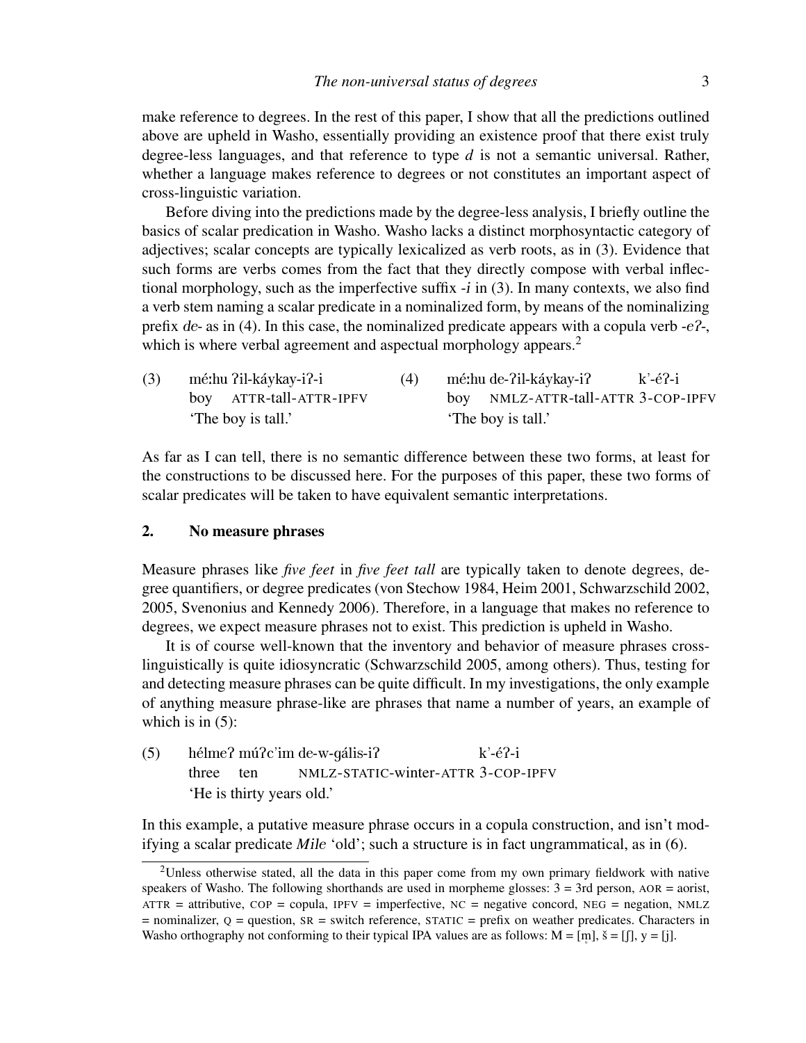make reference to degrees. In the rest of this paper, I show that all the predictions outlined above are upheld in Washo, essentially providing an existence proof that there exist truly degree-less languages, and that reference to type *d* is not a semantic universal. Rather, whether a language makes reference to degrees or not constitutes an important aspect of cross-linguistic variation.

Before diving into the predictions made by the degree-less analysis, I briefly outline the basics of scalar predication in Washo. Washo lacks a distinct morphosyntactic category of adjectives; scalar concepts are typically lexicalized as verb roots, as in (3). Evidence that such forms are verbs comes from the fact that they directly compose with verbal inflectional morphology, such as the imperfective suffix *-i* in (3). In many contexts, we also find a verb stem naming a scalar predicate in a nominalized form, by means of the nominalizing prefix *de-* as in (4). In this case, the nominalized predicate appears with a copula verb *-eʔ-*, which is where verbal agreement and aspectual morphology appears.[2]

(3) mé:hu ʔil-káykay-iʔ-i
boy ATTR-tall-ATTR-IPFV
'The boy is tall.'

(4) mé:hu de-ʔil-káykay-iʔ k'-éʔ-i
boy NMLZ-ATTR-tall-ATTR 3-COP-IPFV
'The boy is tall.'

As far as I can tell, there is no semantic difference between these two forms, at least for the constructions to be discussed here. For the purposes of this paper, these two forms of scalar predicates will be taken to have equivalent semantic interpretations.

## 2. No measure phrases

Measure phrases like *five feet* in *five feet tall* are typically taken to denote degrees, degree quantifiers, or degree predicates (von Stechow 1984, Heim 2001, Schwarzschild 2002, 2005, Svenonius and Kennedy 2006). Therefore, in a language that makes no reference to degrees, we expect measure phrases not to exist. This prediction is upheld in Washo.

It is of course well-known that the inventory and behavior of measure phrases cross-linguistically is quite idiosyncratic (Schwarzschild 2005, among others). Thus, testing for and detecting measure phrases can be quite difficult. In my investigations, the only example of anything measure phrase-like are phrases that name a number of years, an example of which is in (5):

(5) hélmeʔ múʔc'im de-w-ɡ̇ális-iʔ k'-éʔ-i
three ten NMLZ-STATIC-winter-ATTR 3-COP-IPFV
'He is thirty years old.'

In this example, a putative measure phrase occurs in a copula construction, and isn't modifying a scalar predicate *Mile* 'old'; such a structure is in fact ungrammatical, as in (6).

[2] Unless otherwise stated, all the data in this paper come from my own primary fieldwork with native speakers of Washo. The following shorthands are used in morpheme glosses: 3 = 3rd person, AOR = aorist, ATTR = attributive, COP = copula, IPFV = imperfective, NC = negative concord, NEG = negation, NMLZ = nominalizer, Q = question, SR = switch reference, STATIC = prefix on weather predicates. Characters in Washo orthography not conforming to their typical IPA values are as follows: M = [m̥], š = [ʃ], y = [j].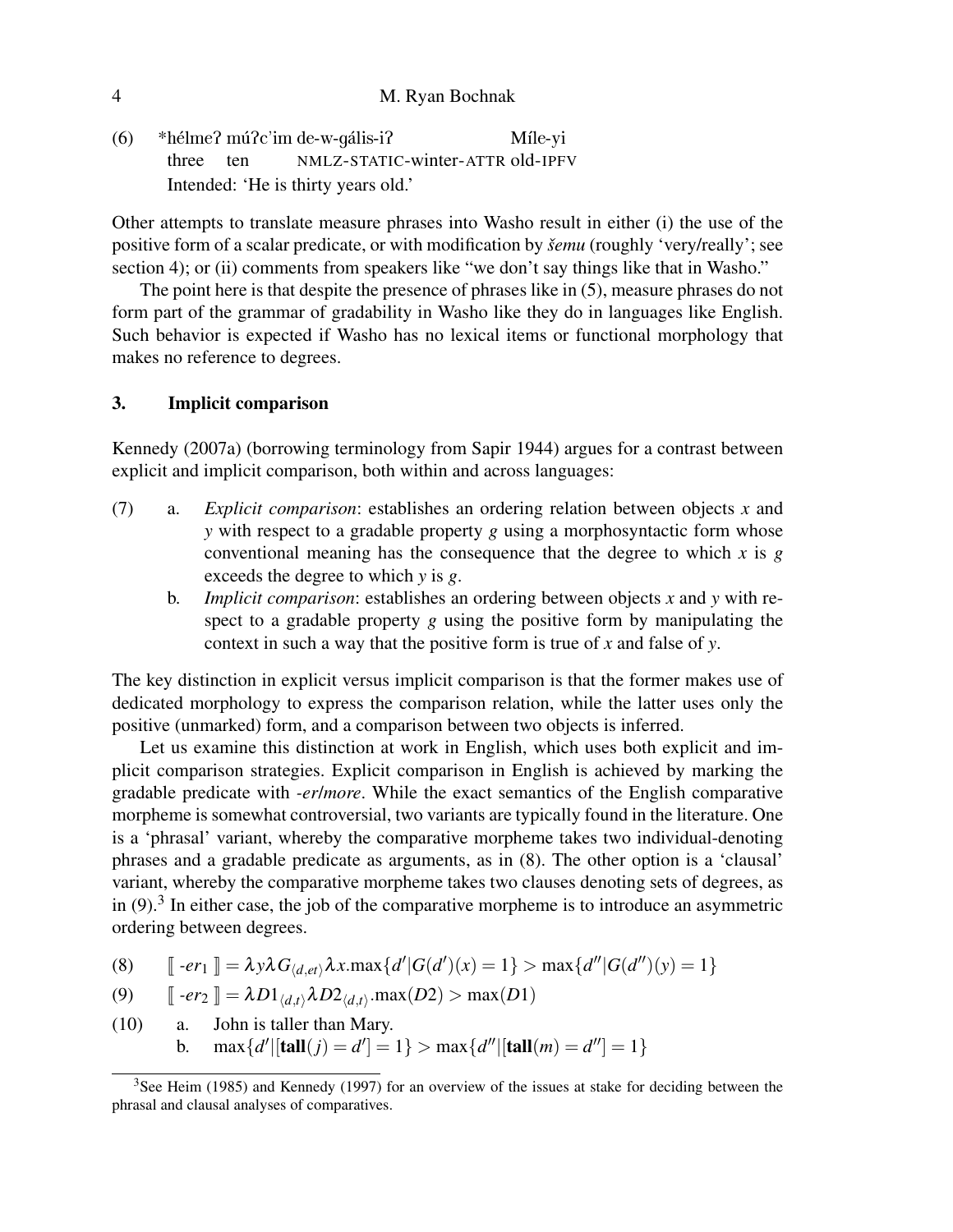(6) *hélmeʔ múʔc'im de-w-gális-iʔ Míle-yi
three ten NMLZ-STATIC-winter-ATTR old-IPFV
Intended: 'He is thirty years old.'

Other attempts to translate measure phrases into Washo result in either (i) the use of the positive form of a scalar predicate, or with modification by *šemu* (roughly 'very/really'; see section 4); or (ii) comments from speakers like "we don't say things like that in Washo."

The point here is that despite the presence of phrases like in (5), measure phrases do not form part of the grammar of gradability in Washo like they do in languages like English. Such behavior is expected if Washo has no lexical items or functional morphology that makes no reference to degrees.

## 3. Implicit comparison

Kennedy (2007a) (borrowing terminology from Sapir 1944) argues for a contrast between explicit and implicit comparison, both within and across languages:

(7) a. *Explicit comparison*: establishes an ordering relation between objects $x$ and $y$ with respect to a gradable property $g$ using a morphosyntactic form whose conventional meaning has the consequence that the degree to which $x$ is $g$ exceeds the degree to which $y$ is $g$.

b. *Implicit comparison*: establishes an ordering between objects $x$ and $y$ with respect to a gradable property $g$ using the positive form by manipulating the context in such a way that the positive form is true of $x$ and false of $y$.

The key distinction in explicit versus implicit comparison is that the former makes use of dedicated morphology to express the comparison relation, while the latter uses only the positive (unmarked) form, and a comparison between two objects is inferred.

Let us examine this distinction at work in English, which uses both explicit and implicit comparison strategies. Explicit comparison in English is achieved by marking the gradable predicate with *-er*/*more*. While the exact semantics of the English comparative morpheme is somewhat controversial, two variants are typically found in the literature. One is a 'phrasal' variant, whereby the comparative morpheme takes two individual-denoting phrases and a gradable predicate as arguments, as in (8). The other option is a 'clausal' variant, whereby the comparative morpheme takes two clauses denoting sets of degrees, as in (9).[3] In either case, the job of the comparative morpheme is to introduce an asymmetric ordering between degrees.

(8) $[\![ \textit{-er}_1 ]\!] = \lambda y \lambda G_{\langle d,et \rangle} \lambda x. \max\{d' | G(d')(x) = 1\} > \max\{d'' | G(d'')(y) = 1\}$

(9) $[\![ \textit{-er}_2 ]\!] = \lambda D1_{\langle d,t \rangle} \lambda D2_{\langle d,t \rangle}. \max(D2) > \max(D1)$

(10) a. John is taller than Mary.

b. $\max\{d' | [\textbf{tall}(j) = d'] = 1\} > \max\{d'' | [\textbf{tall}(m) = d''] = 1\}$

[3] See Heim (1985) and Kennedy (1997) for an overview of the issues at stake for deciding between the phrasal and clausal analyses of comparatives.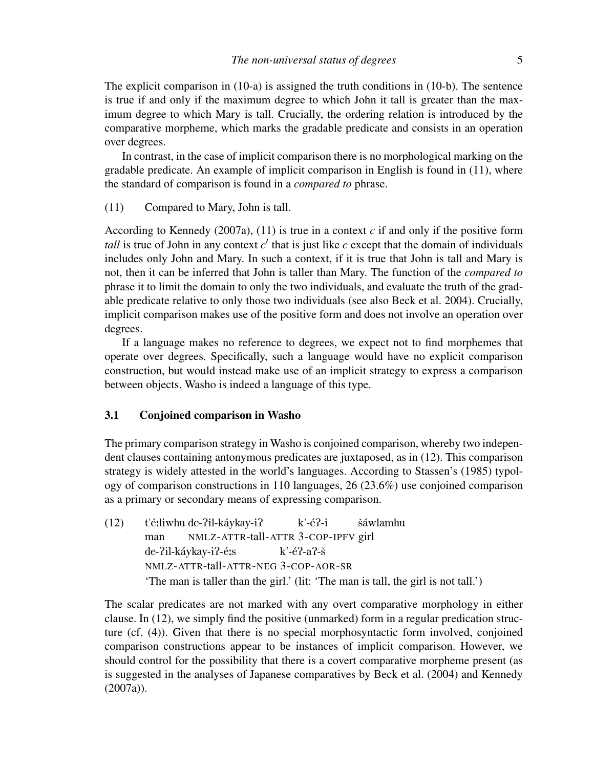The explicit comparison in (10-a) is assigned the truth conditions in (10-b). The sentence is true if and only if the maximum degree to which John it tall is greater than the maximum degree to which Mary is tall. Crucially, the ordering relation is introduced by the comparative morpheme, which marks the gradable predicate and consists in an operation over degrees.

In contrast, in the case of implicit comparison there is no morphological marking on the gradable predicate. An example of implicit comparison in English is found in (11), where the standard of comparison is found in a *compared to* phrase.

(11) Compared to Mary, John is tall.

According to Kennedy (2007a), (11) is true in a context $c$ if and only if the positive form *tall* is true of John in any context $c'$ that is just like $c$ except that the domain of individuals includes only John and Mary. In such a context, if it is true that John is tall and Mary is not, then it can be inferred that John is taller than Mary. The function of the *compared to* phrase it to limit the domain to only the two individuals, and evaluate the truth of the gradable predicate relative to only those two individuals (see also Beck et al. 2004). Crucially, implicit comparison makes use of the positive form and does not involve an operation over degrees.

If a language makes no reference to degrees, we expect not to find morphemes that operate over degrees. Specifically, such a language would have no explicit comparison construction, but would instead make use of an implicit strategy to express a comparison between objects. Washo is indeed a language of this type.

### 3.1 Conjoined comparison in Washo

The primary comparison strategy in Washo is conjoined comparison, whereby two independent clauses containing antonymous predicates are juxtaposed, as in (12). This comparison strategy is widely attested in the world's languages. According to Stassen's (1985) typology of comparison constructions in 110 languages, 26 (23.6%) use conjoined comparison as a primary or secondary means of expressing comparison.

(12) t'éːliwhu de-ʔil-káykay-iʔ k'-éʔ-i šáwlamhu
man NMLZ-ATTR-tall-ATTR 3-COP-IPFV girl
de-ʔil-káykay-iʔ-éːs k'-éʔ-aʔ-š
NMLZ-ATTR-tall-ATTR-NEG 3-COP-AOR-SR
'The man is taller than the girl.' (lit: 'The man is tall, the girl is not tall.')

The scalar predicates are not marked with any overt comparative morphology in either clause. In (12), we simply find the positive (unmarked) form in a regular predication structure (cf. (4)). Given that there is no special morphosyntactic form involved, conjoined comparison constructions appear to be instances of implicit comparison. However, we should control for the possibility that there is a covert comparative morpheme present (as is suggested in the analyses of Japanese comparatives by Beck et al. (2004) and Kennedy (2007a)).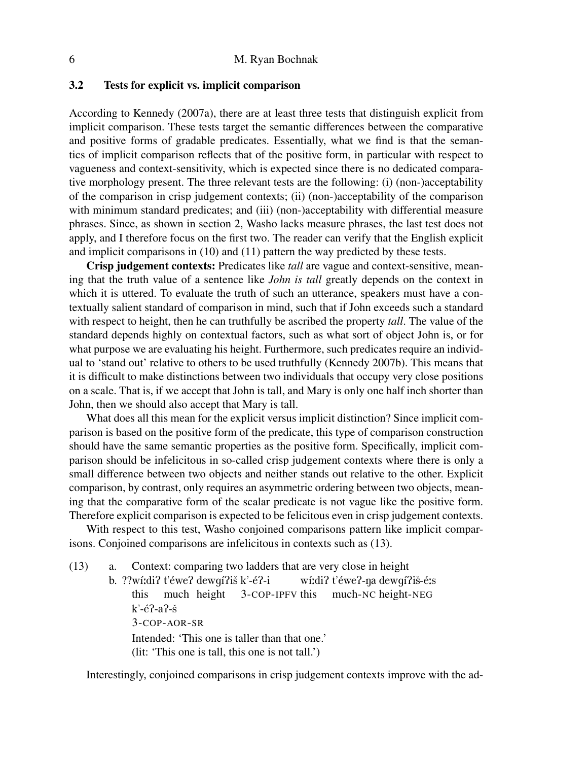### 3.2 Tests for explicit vs. implicit comparison

According to Kennedy (2007a), there are at least three tests that distinguish explicit from implicit comparison. These tests target the semantic differences between the comparative and positive forms of gradable predicates. Essentially, what we find is that the semantics of implicit comparison reflects that of the positive form, in particular with respect to vagueness and context-sensitivity, which is expected since there is no dedicated comparative morphology present. The three relevant tests are the following: (i) (non-)acceptability of the comparison in crisp judgement contexts; (ii) (non-)acceptability of the comparison with minimum standard predicates; and (iii) (non-)acceptability with differential measure phrases. Since, as shown in section 2, Washo lacks measure phrases, the last test does not apply, and I therefore focus on the first two. The reader can verify that the English explicit and implicit comparisons in (10) and (11) pattern the way predicted by these tests.

**Crisp judgement contexts:** Predicates like *tall* are vague and context-sensitive, meaning that the truth value of a sentence like *John is tall* greatly depends on the context in which it is uttered. To evaluate the truth of such an utterance, speakers must have a contextually salient standard of comparison in mind, such that if John exceeds such a standard with respect to height, then he can truthfully be ascribed the property *tall*. The value of the standard depends highly on contextual factors, such as what sort of object John is, or for what purpose we are evaluating his height. Furthermore, such predicates require an individual to 'stand out' relative to others to be used truthfully (Kennedy 2007b). This means that it is difficult to make distinctions between two individuals that occupy very close positions on a scale. That is, if we accept that John is tall, and Mary is only one half inch shorter than John, then we should also accept that Mary is tall.

What does all this mean for the explicit versus implicit distinction? Since implicit comparison is based on the positive form of the predicate, this type of comparison construction should have the same semantic properties as the positive form. Specifically, implicit comparison should be infelicitous in so-called crisp judgement contexts where there is only a small difference between two objects and neither stands out relative to the other. Explicit comparison, by contrast, only requires an asymmetric ordering between two objects, meaning that the comparative form of the scalar predicate is not vague like the positive form. Therefore explicit comparison is expected to be felicitous even in crisp judgement contexts.

With respect to this test, Washo conjoined comparisons pattern like implicit comparisons. Conjoined comparisons are infelicitous in contexts such as (13).

(13) a. Context: comparing two ladders that are very close in height

b. ??wíːdiʔ t'éweʔ dewgíʔiš k'-éʔ-i wíːdiʔ t'éweʔ-ŋa dewgíʔiš-éːs
   this much height 3-COP-IPFV this much-NC height-NEG
   k'-éʔ-aʔ-š
   3-COP-AOR-SR
   Intended: 'This one is taller than that one.'
   (lit: 'This one is tall, this one is not tall.')

Interestingly, conjoined comparisons in crisp judgement contexts improve with the ad-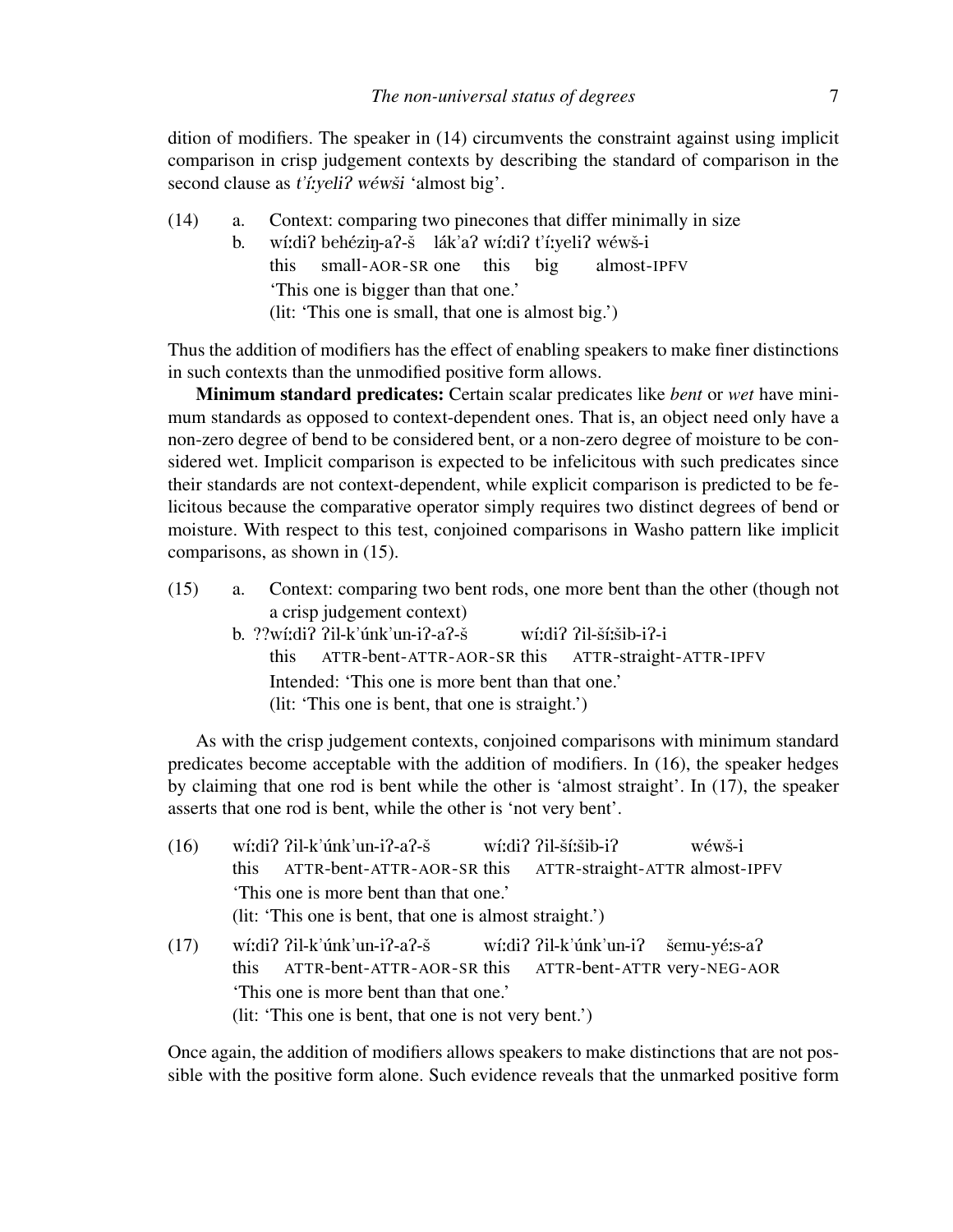dition of modifiers. The speaker in (14) circumvents the constraint against using implicit comparison in crisp judgement contexts by describing the standard of comparison in the second clause as *t'íːyeliʔ wéwši* 'almost big'.

(14) a. Context: comparing two pinecones that differ minimally in size

b. wíːdiʔ behéziŋ-aʔ-š lák'aʔ wíːdiʔ t'íːyeliʔ wéwš-i
   this small-AOR-SR one this big almost-IPFV
   'This one is bigger than that one.'
   (lit: 'This one is small, that one is almost big.')

Thus the addition of modifiers has the effect of enabling speakers to make finer distinctions in such contexts than the unmodified positive form allows.

**Minimum standard predicates:** Certain scalar predicates like *bent* or *wet* have minimum standards as opposed to context-dependent ones. That is, an object need only have a non-zero degree of bend to be considered bent, or a non-zero degree of moisture to be considered wet. Implicit comparison is expected to be infelicitous with such predicates since their standards are not context-dependent, while explicit comparison is predicted to be felicitous because the comparative operator simply requires two distinct degrees of bend or moisture. With respect to this test, conjoined comparisons in Washo pattern like implicit comparisons, as shown in (15).

(15) a. Context: comparing two bent rods, one more bent than the other (though not a crisp judgement context)

b. ??wíːdiʔ ʔil-k'únk'un-iʔ-aʔ-š wíːdiʔ ʔil-šíːšib-iʔ-i
   this ATTR-bent-ATTR-AOR-SR this ATTR-straight-ATTR-IPFV
   Intended: 'This one is more bent than that one.'
   (lit: 'This one is bent, that one is straight.')

As with the crisp judgement contexts, conjoined comparisons with minimum standard predicates become acceptable with the addition of modifiers. In (16), the speaker hedges by claiming that one rod is bent while the other is 'almost straight'. In (17), the speaker asserts that one rod is bent, while the other is 'not very bent'.

(16) wíːdiʔ ʔil-k'únk'un-iʔ-aʔ-š wíːdiʔ ʔil-šíːšib-iʔ wéwš-i
   this ATTR-bent-ATTR-AOR-SR this ATTR-straight-ATTR almost-IPFV
   'This one is more bent than that one.'
   (lit: 'This one is bent, that one is almost straight.')

(17) wíːdiʔ ʔil-k'únk'un-iʔ-aʔ-š wíːdiʔ ʔil-k'únk'un-iʔ šemu-yéːs-aʔ
   this ATTR-bent-ATTR-AOR-SR this ATTR-bent-ATTR very-NEG-AOR
   'This one is more bent than that one.'
   (lit: 'This one is bent, that one is not very bent.')

Once again, the addition of modifiers allows speakers to make distinctions that are not possible with the positive form alone. Such evidence reveals that the unmarked positive form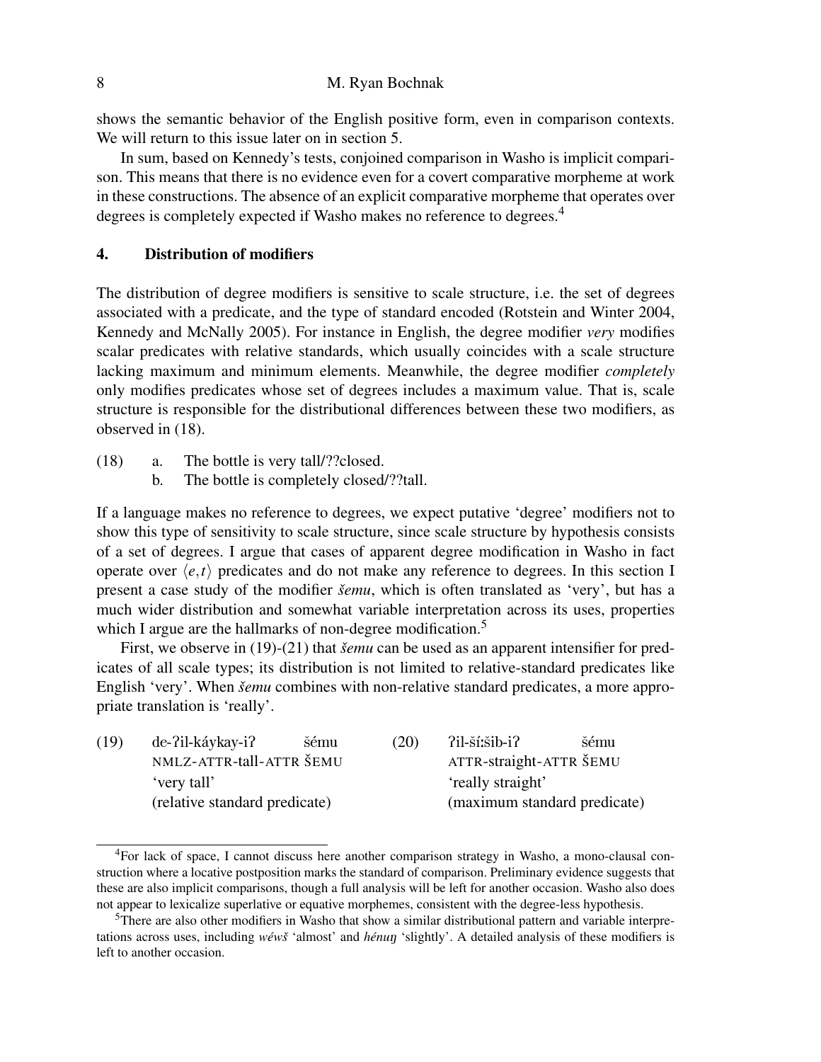shows the semantic behavior of the English positive form, even in comparison contexts. We will return to this issue later on in section 5.

In sum, based on Kennedy's tests, conjoined comparison in Washo is implicit comparison. This means that there is no evidence even for a covert comparative morpheme at work in these constructions. The absence of an explicit comparative morpheme that operates over degrees is completely expected if Washo makes no reference to degrees.[4]

## 4. Distribution of modifiers

The distribution of degree modifiers is sensitive to scale structure, i.e. the set of degrees associated with a predicate, and the type of standard encoded (Rotstein and Winter 2004, Kennedy and McNally 2005). For instance in English, the degree modifier *very* modifies scalar predicates with relative standards, which usually coincides with a scale structure lacking maximum and minimum elements. Meanwhile, the degree modifier *completely* only modifies predicates whose set of degrees includes a maximum value. That is, scale structure is responsible for the distributional differences between these two modifiers, as observed in (18).

(18) a. The bottle is very tall/??closed.
 b. The bottle is completely closed/??tall.

If a language makes no reference to degrees, we expect putative 'degree' modifiers not to show this type of sensitivity to scale structure, since scale structure by hypothesis consists of a set of degrees. I argue that cases of apparent degree modification in Washo in fact operate over $\langle e,t \rangle$ predicates and do not make any reference to degrees. In this section I present a case study of the modifier *šemu*, which is often translated as 'very', but has a much wider distribution and somewhat variable interpretation across its uses, properties which I argue are the hallmarks of non-degree modification.[5]

First, we observe in (19)-(21) that *šemu* can be used as an apparent intensifier for predicates of all scale types; its distribution is not limited to relative-standard predicates like English 'very'. When *šemu* combines with non-relative standard predicates, a more appropriate translation is 'really'.

(19) de-ʔil-káykay-iʔ šému
 NMLZ-ATTR-tall-ATTR ŠEMU
 'very tall'
 (relative standard predicate)

(20) ʔil-šíːšib-iʔ šému
 ATTR-straight-ATTR ŠEMU
 'really straight'
 (maximum standard predicate)

---

[4] For lack of space, I cannot discuss here another comparison strategy in Washo, a mono-clausal construction where a locative postposition marks the standard of comparison. Preliminary evidence suggests that these are also implicit comparisons, though a full analysis will be left for another occasion. Washo also does not appear to lexicalize superlative or equative morphemes, consistent with the degree-less hypothesis.

[5] There are also other modifiers in Washo that show a similar distributional pattern and variable interpretations across uses, including *wéwš* 'almost' and *hénuŋ* 'slightly'. A detailed analysis of these modifiers is left to another occasion.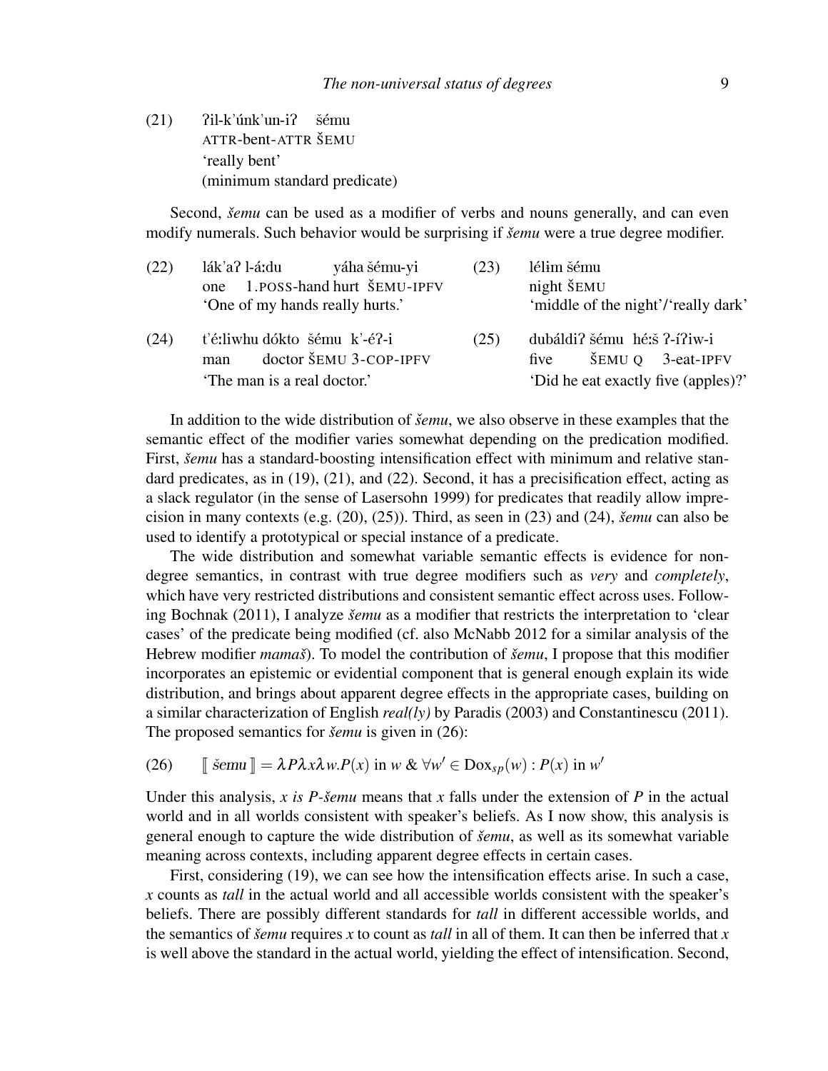(21) ʔil-k'únk'un-iʔ šému
ATTR-bent-ATTR ŠEMU
'really bent'
(minimum standard predicate)

Second, *šemu* can be used as a modifier of verbs and nouns generally, and can even modify numerals. Such behavior would be surprising if *šemu* were a true degree modifier.

(22) lák'aʔ l-áːdu yáha šému-yi
one 1.POSS-hand hurt ŠEMU-IPFV
'One of my hands really hurts.'

(23) lélɨm šému
night ŠEMU
'middle of the night'/'really dark'

(24) t'éːliwhu dókto šému k'-éʔ-i
man doctor ŠEMU 3-COP-IPFV
'The man is a real doctor.'

(25) dubáldiʔ šému héːš ʔ-íʔiw-i
five ŠEMU Q 3-eat-IPFV
'Did he eat exactly five (apples)?'

In addition to the wide distribution of *šemu*, we also observe in these examples that the semantic effect of the modifier varies somewhat depending on the predication modified. First, *šemu* has a standard-boosting intensification effect with minimum and relative standard predicates, as in (19), (21), and (22). Second, it has a precisification effect, acting as a slack regulator (in the sense of Lasersohn 1999) for predicates that readily allow imprecision in many contexts (e.g. (20), (25)). Third, as seen in (23) and (24), *šemu* can also be used to identify a prototypical or special instance of a predicate.

The wide distribution and somewhat variable semantic effects is evidence for non-degree semantics, in contrast with true degree modifiers such as *very* and *completely*, which have very restricted distributions and consistent semantic effect across uses. Following Bochnak (2011), I analyze *šemu* as a modifier that restricts the interpretation to 'clear cases' of the predicate being modified (cf. also McNabb 2012 for a similar analysis of the Hebrew modifier *mamaš*). To model the contribution of *šemu*, I propose that this modifier incorporates an epistemic or evidential component that is general enough explain its wide distribution, and brings about apparent degree effects in the appropriate cases, building on a similar characterization of English *real(ly)* by Paradis (2003) and Constantinescu (2011). The proposed semantics for *šemu* is given in (26):

(26) $$[\![ \text{šemu} ]\!] = \lambda P \lambda x \lambda w. P(x) \text{ in } w \;\&\; \forall w' \in \text{Dox}_{sp}(w) : P(x) \text{ in } w'$$

Under this analysis, *x is P-šemu* means that *x* falls under the extension of *P* in the actual world and in all worlds consistent with speaker's beliefs. As I now show, this analysis is general enough to capture the wide distribution of *šemu*, as well as its somewhat variable meaning across contexts, including apparent degree effects in certain cases.

First, considering (19), we can see how the intensification effects arise. In such a case, *x* counts as *tall* in the actual world and all accessible worlds consistent with the speaker's beliefs. There are possibly different standards for *tall* in different accessible worlds, and the semantics of *šemu* requires *x* to count as *tall* in all of them. It can then be inferred that *x* is well above the standard in the actual world, yielding the effect of intensification. Second,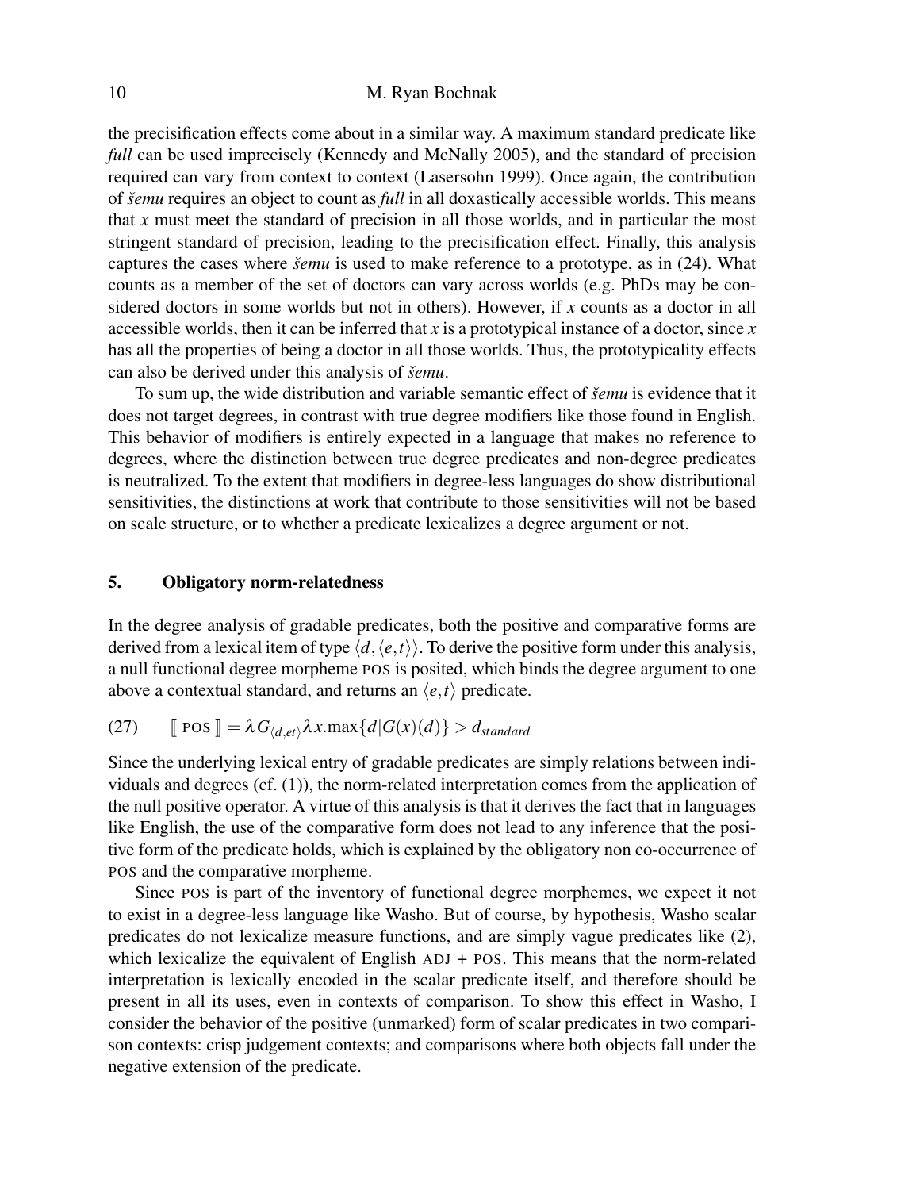the precisification effects come about in a similar way. A maximum standard predicate like *full* can be used imprecisely (Kennedy and McNally 2005), and the standard of precision required can vary from context to context (Lasersohn 1999). Once again, the contribution of *šemu* requires an object to count as *full* in all doxastically accessible worlds. This means that *x* must meet the standard of precision in all those worlds, and in particular the most stringent standard of precision, leading to the precisification effect. Finally, this analysis captures the cases where *šemu* is used to make reference to a prototype, as in (24). What counts as a member of the set of doctors can vary across worlds (e.g. PhDs may be considered doctors in some worlds but not in others). However, if *x* counts as a doctor in all accessible worlds, then it can be inferred that *x* is a prototypical instance of a doctor, since *x* has all the properties of being a doctor in all those worlds. Thus, the prototypicality effects can also be derived under this analysis of *šemu*.

To sum up, the wide distribution and variable semantic effect of *šemu* is evidence that it does not target degrees, in contrast with true degree modifiers like those found in English. This behavior of modifiers is entirely expected in a language that makes no reference to degrees, where the distinction between true degree predicates and non-degree predicates is neutralized. To the extent that modifiers in degree-less languages do show distributional sensitivities, the distinctions at work that contribute to those sensitivities will not be based on scale structure, or to whether a predicate lexicalizes a degree argument or not.

## 5. Obligatory norm-relatedness

In the degree analysis of gradable predicates, both the positive and comparative forms are derived from a lexical item of type $\langle d, \langle e,t \rangle \rangle$. To derive the positive form under this analysis, a null functional degree morpheme POS is posited, which binds the degree argument to one above a contextual standard, and returns an $\langle e,t \rangle$ predicate.

(27) $[\![ \text{POS} ]\!] = \lambda G_{\langle d,et \rangle} \lambda x.\text{max}\{d | G(x)(d)\} > d_{standard}$

Since the underlying lexical entry of gradable predicates are simply relations between individuals and degrees (cf. (1)), the norm-related interpretation comes from the application of the null positive operator. A virtue of this analysis is that it derives the fact that in languages like English, the use of the comparative form does not lead to any inference that the positive form of the predicate holds, which is explained by the obligatory non co-occurrence of POS and the comparative morpheme.

Since POS is part of the inventory of functional degree morphemes, we expect it not to exist in a degree-less language like Washo. But of course, by hypothesis, Washo scalar predicates do not lexicalize measure functions, and are simply vague predicates like (2), which lexicalize the equivalent of English ADJ + POS. This means that the norm-related interpretation is lexically encoded in the scalar predicate itself, and therefore should be present in all its uses, even in contexts of comparison. To show this effect in Washo, I consider the behavior of the positive (unmarked) form of scalar predicates in two comparison contexts: crisp judgement contexts; and comparisons where both objects fall under the negative extension of the predicate.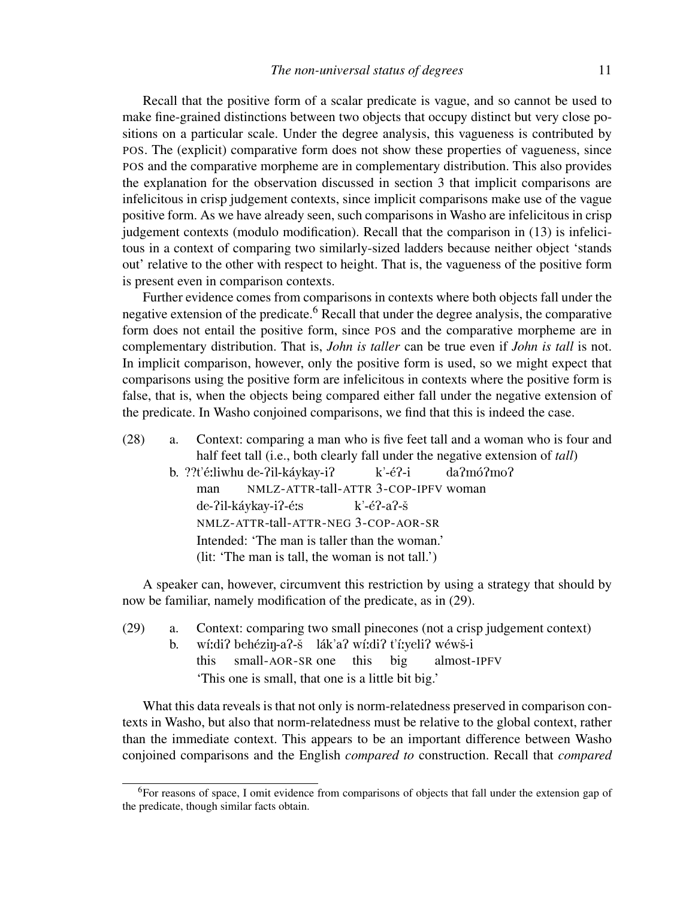Recall that the positive form of a scalar predicate is vague, and so cannot be used to make fine-grained distinctions between two objects that occupy distinct but very close positions on a particular scale. Under the degree analysis, this vagueness is contributed by POS. The (explicit) comparative form does not show these properties of vagueness, since POS and the comparative morpheme are in complementary distribution. This also provides the explanation for the observation discussed in section 3 that implicit comparisons are infelicitous in crisp judgement contexts, since implicit comparisons make use of the vague positive form. As we have already seen, such comparisons in Washo are infelicitous in crisp judgement contexts (modulo modification). Recall that the comparison in (13) is infelicitous in a context of comparing two similarly-sized ladders because neither object 'stands out' relative to the other with respect to height. That is, the vagueness of the positive form is present even in comparison contexts.

Further evidence comes from comparisons in contexts where both objects fall under the negative extension of the predicate.[6] Recall that under the degree analysis, the comparative form does not entail the positive form, since POS and the comparative morpheme are in complementary distribution. That is, *John is taller* can be true even if *John is tall* is not. In implicit comparison, however, only the positive form is used, so we might expect that comparisons using the positive form are infelicitous in contexts where the positive form is false, that is, when the objects being compared either fall under the negative extension of the predicate. In Washo conjoined comparisons, we find that this is indeed the case.

(28) a. Context: comparing a man who is five feet tall and a woman who is four and half feet tall (i.e., both clearly fall under the negative extension of *tall*)

b. ??t'éːliwhu de-ʔil-káykay-iʔ k'-éʔ-i daʔmóʔmoʔ
man NMLZ-ATTR-tall-ATTR 3-COP-IPFV woman
de-ʔil-káykay-iʔ-éːs k'-éʔ-aʔ-š
NMLZ-ATTR-tall-ATTR-NEG 3-COP-AOR-SR
Intended: 'The man is taller than the woman.'
(lit: 'The man is tall, the woman is not tall.')

A speaker can, however, circumvent this restriction by using a strategy that should by now be familiar, namely modification of the predicate, as in (29).

(29) a. Context: comparing two small pinecones (not a crisp judgement context)

b. wíːdiʔ behéziŋ-aʔ-š lák'aʔ wíːdiʔ t'íːyeliʔ wéwš-i
this small-AOR-SR one this big almost-IPFV
'This one is small, that one is a little bit big.'

What this data reveals is that not only is norm-relatedness preserved in comparison contexts in Washo, but also that norm-relatedness must be relative to the global context, rather than the immediate context. This appears to be an important difference between Washo conjoined comparisons and the English *compared to* construction. Recall that *compared*

[6] For reasons of space, I omit evidence from comparisons of objects that fall under the extension gap of the predicate, though similar facts obtain.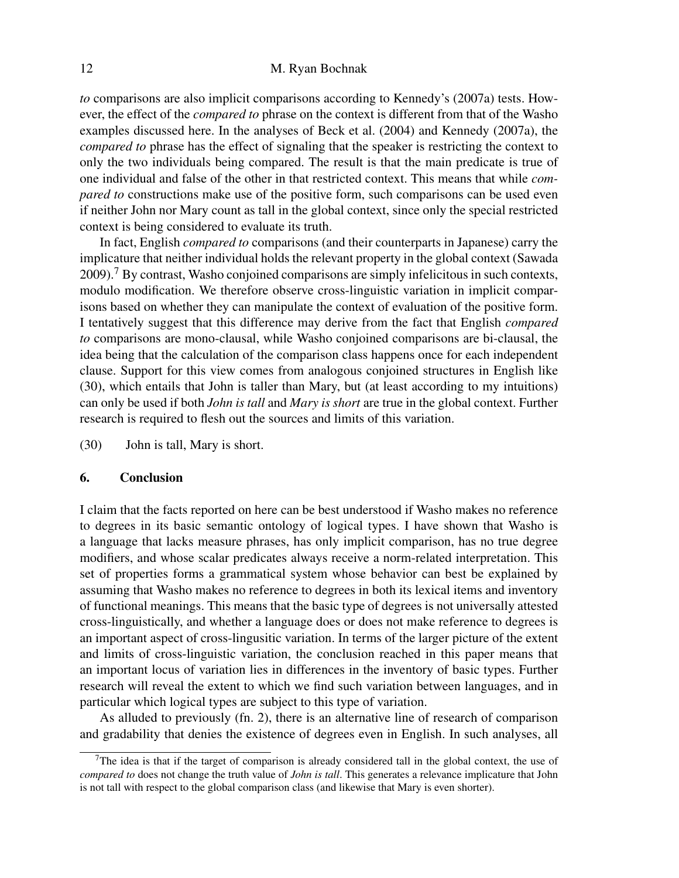*to* comparisons are also implicit comparisons according to Kennedy's (2007a) tests. However, the effect of the *compared to* phrase on the context is different from that of the Washo examples discussed here. In the analyses of Beck et al. (2004) and Kennedy (2007a), the *compared to* phrase has the effect of signaling that the speaker is restricting the context to only the two individuals being compared. The result is that the main predicate is true of one individual and false of the other in that restricted context. This means that while *compared to* constructions make use of the positive form, such comparisons can be used even if neither John nor Mary count as tall in the global context, since only the special restricted context is being considered to evaluate its truth.

In fact, English *compared to* comparisons (and their counterparts in Japanese) carry the implicature that neither individual holds the relevant property in the global context (Sawada 2009).[7] By contrast, Washo conjoined comparisons are simply infelicitous in such contexts, modulo modification. We therefore observe cross-linguistic variation in implicit comparisons based on whether they can manipulate the context of evaluation of the positive form. I tentatively suggest that this difference may derive from the fact that English *compared to* comparisons are mono-clausal, while Washo conjoined comparisons are bi-clausal, the idea being that the calculation of the comparison class happens once for each independent clause. Support for this view comes from analogous conjoined structures in English like (30), which entails that John is taller than Mary, but (at least according to my intuitions) can only be used if both *John is tall* and *Mary is short* are true in the global context. Further research is required to flesh out the sources and limits of this variation.

(30) John is tall, Mary is short.

## 6. Conclusion

I claim that the facts reported on here can be best understood if Washo makes no reference to degrees in its basic semantic ontology of logical types. I have shown that Washo is a language that lacks measure phrases, has only implicit comparison, has no true degree modifiers, and whose scalar predicates always receive a norm-related interpretation. This set of properties forms a grammatical system whose behavior can best be explained by assuming that Washo makes no reference to degrees in both its lexical items and inventory of functional meanings. This means that the basic type of degrees is not universally attested cross-linguistically, and whether a language does or does not make reference to degrees is an important aspect of cross-lingusitic variation. In terms of the larger picture of the extent and limits of cross-linguistic variation, the conclusion reached in this paper means that an important locus of variation lies in differences in the inventory of basic types. Further research will reveal the extent to which we find such variation between languages, and in particular which logical types are subject to this type of variation.

As alluded to previously (fn. 2), there is an alternative line of research of comparison and gradability that denies the existence of degrees even in English. In such analyses, all

[7] The idea is that if the target of comparison is already considered tall in the global context, the use of *compared to* does not change the truth value of *John is tall*. This generates a relevance implicature that John is not tall with respect to the global comparison class (and likewise that Mary is even shorter).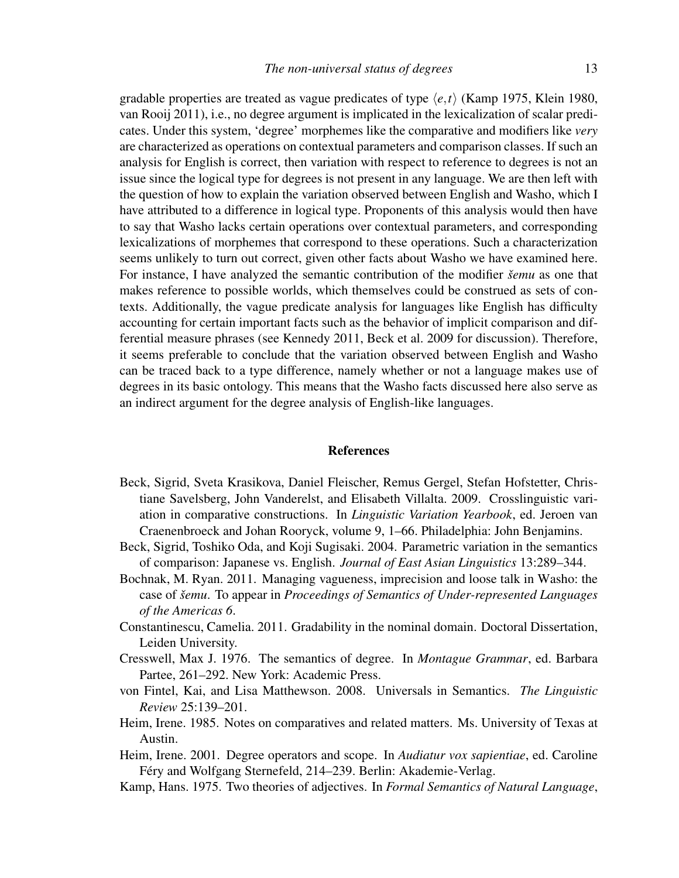gradable properties are treated as vague predicates of type $\langle e,t \rangle$ (Kamp 1975, Klein 1980, van Rooij 2011), i.e., no degree argument is implicated in the lexicalization of scalar predicates. Under this system, 'degree' morphemes like the comparative and modifiers like *very* are characterized as operations on contextual parameters and comparison classes. If such an analysis for English is correct, then variation with respect to reference to degrees is not an issue since the logical type for degrees is not present in any language. We are then left with the question of how to explain the variation observed between English and Washo, which I have attributed to a difference in logical type. Proponents of this analysis would then have to say that Washo lacks certain operations over contextual parameters, and corresponding lexicalizations of morphemes that correspond to these operations. Such a characterization seems unlikely to turn out correct, given other facts about Washo we have examined here. For instance, I have analyzed the semantic contribution of the modifier *šemu* as one that makes reference to possible worlds, which themselves could be construed as sets of contexts. Additionally, the vague predicate analysis for languages like English has difficulty accounting for certain important facts such as the behavior of implicit comparison and differential measure phrases (see Kennedy 2011, Beck et al. 2009 for discussion). Therefore, it seems preferable to conclude that the variation observed between English and Washo can be traced back to a type difference, namely whether or not a language makes use of degrees in its basic ontology. This means that the Washo facts discussed here also serve as an indirect argument for the degree analysis of English-like languages.

## References

Beck, Sigrid, Sveta Krasikova, Daniel Fleischer, Remus Gergel, Stefan Hofstetter, Christiane Savelsberg, John Vanderelst, and Elisabeth Villalta. 2009. Crosslinguistic variation in comparative constructions. In *Linguistic Variation Yearbook*, ed. Jeroen van Craenenbroeck and Johan Rooryck, volume 9, 1–66. Philadelphia: John Benjamins.

Beck, Sigrid, Toshiko Oda, and Koji Sugisaki. 2004. Parametric variation in the semantics of comparison: Japanese vs. English. *Journal of East Asian Linguistics* 13:289–344.

Bochnak, M. Ryan. 2011. Managing vagueness, imprecision and loose talk in Washo: the case of *šemu*. To appear in *Proceedings of Semantics of Under-represented Languages of the Americas 6*.

Constantinescu, Camelia. 2011. Gradability in the nominal domain. Doctoral Dissertation, Leiden University.

Cresswell, Max J. 1976. The semantics of degree. In *Montague Grammar*, ed. Barbara Partee, 261–292. New York: Academic Press.

von Fintel, Kai, and Lisa Matthewson. 2008. Universals in Semantics. *The Linguistic Review* 25:139–201.

Heim, Irene. 1985. Notes on comparatives and related matters. Ms. University of Texas at Austin.

Heim, Irene. 2001. Degree operators and scope. In *Audiatur vox sapientiae*, ed. Caroline Féry and Wolfgang Sternefeld, 214–239. Berlin: Akademie-Verlag.

Kamp, Hans. 1975. Two theories of adjectives. In *Formal Semantics of Natural Language*,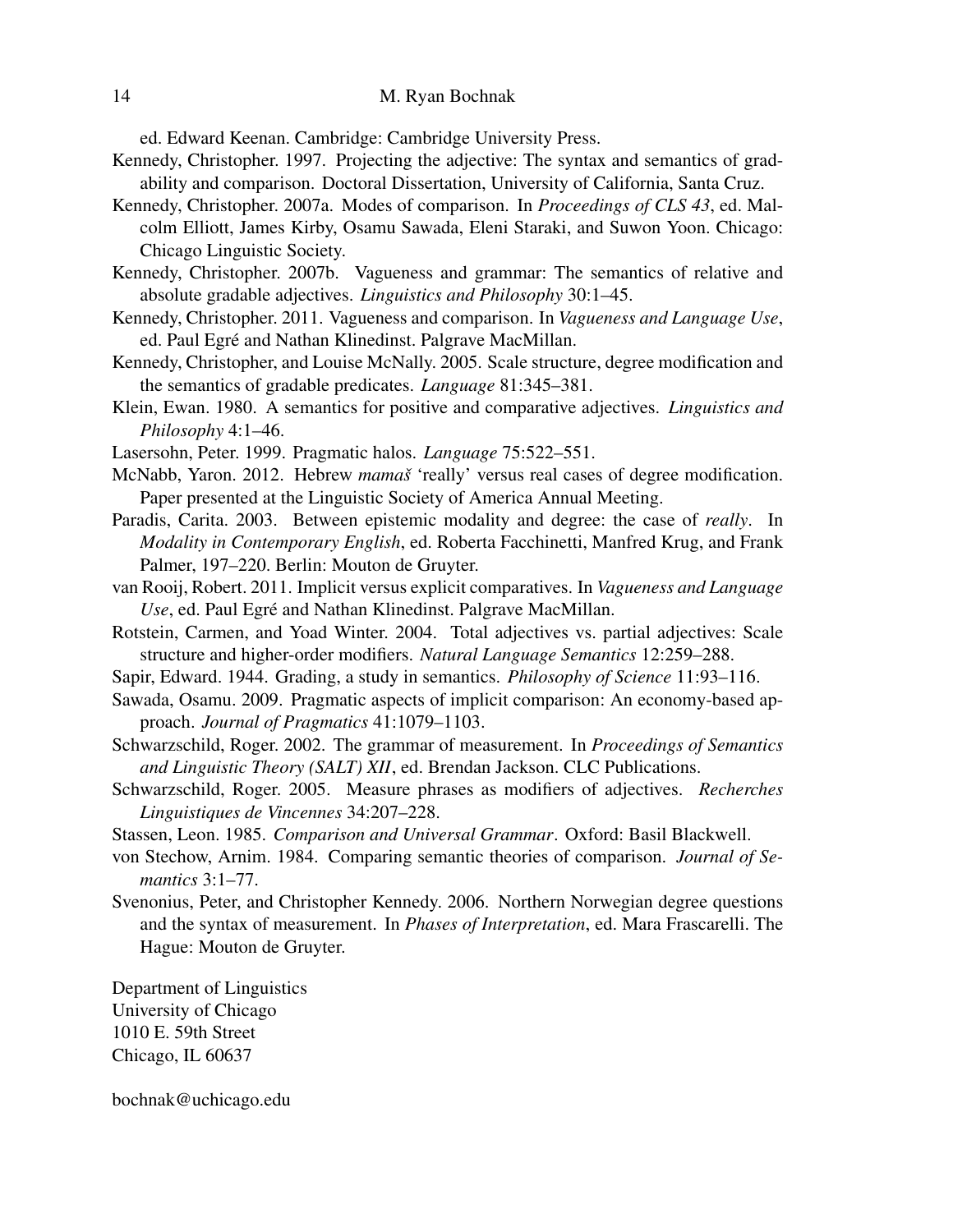ed. Edward Keenan. Cambridge: Cambridge University Press.

Kennedy, Christopher. 1997. Projecting the adjective: The syntax and semantics of gradability and comparison. Doctoral Dissertation, University of California, Santa Cruz.

Kennedy, Christopher. 2007a. Modes of comparison. In *Proceedings of CLS 43*, ed. Malcolm Elliott, James Kirby, Osamu Sawada, Eleni Staraki, and Suwon Yoon. Chicago: Chicago Linguistic Society.

Kennedy, Christopher. 2007b. Vagueness and grammar: The semantics of relative and absolute gradable adjectives. *Linguistics and Philosophy* 30:1–45.

Kennedy, Christopher. 2011. Vagueness and comparison. In *Vagueness and Language Use*, ed. Paul Egré and Nathan Klinedinst. Palgrave MacMillan.

Kennedy, Christopher, and Louise McNally. 2005. Scale structure, degree modification and the semantics of gradable predicates. *Language* 81:345–381.

Klein, Ewan. 1980. A semantics for positive and comparative adjectives. *Linguistics and Philosophy* 4:1–46.

Lasersohn, Peter. 1999. Pragmatic halos. *Language* 75:522–551.

McNabb, Yaron. 2012. Hebrew *mamaš* 'really' versus real cases of degree modification. Paper presented at the Linguistic Society of America Annual Meeting.

Paradis, Carita. 2003. Between epistemic modality and degree: the case of *really*. In *Modality in Contemporary English*, ed. Roberta Facchinetti, Manfred Krug, and Frank Palmer, 197–220. Berlin: Mouton de Gruyter.

van Rooij, Robert. 2011. Implicit versus explicit comparatives. In *Vagueness and Language Use*, ed. Paul Egré and Nathan Klinedinst. Palgrave MacMillan.

Rotstein, Carmen, and Yoad Winter. 2004. Total adjectives vs. partial adjectives: Scale structure and higher-order modifiers. *Natural Language Semantics* 12:259–288.

Sapir, Edward. 1944. Grading, a study in semantics. *Philosophy of Science* 11:93–116.

Sawada, Osamu. 2009. Pragmatic aspects of implicit comparison: An economy-based approach. *Journal of Pragmatics* 41:1079–1103.

Schwarzschild, Roger. 2002. The grammar of measurement. In *Proceedings of Semantics and Linguistic Theory (SALT) XII*, ed. Brendan Jackson. CLC Publications.

Schwarzschild, Roger. 2005. Measure phrases as modifiers of adjectives. *Recherches Linguistiques de Vincennes* 34:207–228.

Stassen, Leon. 1985. *Comparison and Universal Grammar*. Oxford: Basil Blackwell.

von Stechow, Arnim. 1984. Comparing semantic theories of comparison. *Journal of Semantics* 3:1–77.

Svenonius, Peter, and Christopher Kennedy. 2006. Northern Norwegian degree questions and the syntax of measurement. In *Phases of Interpretation*, ed. Mara Frascarelli. The Hague: Mouton de Gruyter.

Department of Linguistics
University of Chicago
1010 E. 59th Street
Chicago, IL 60637

bochnak@uchicago.edu